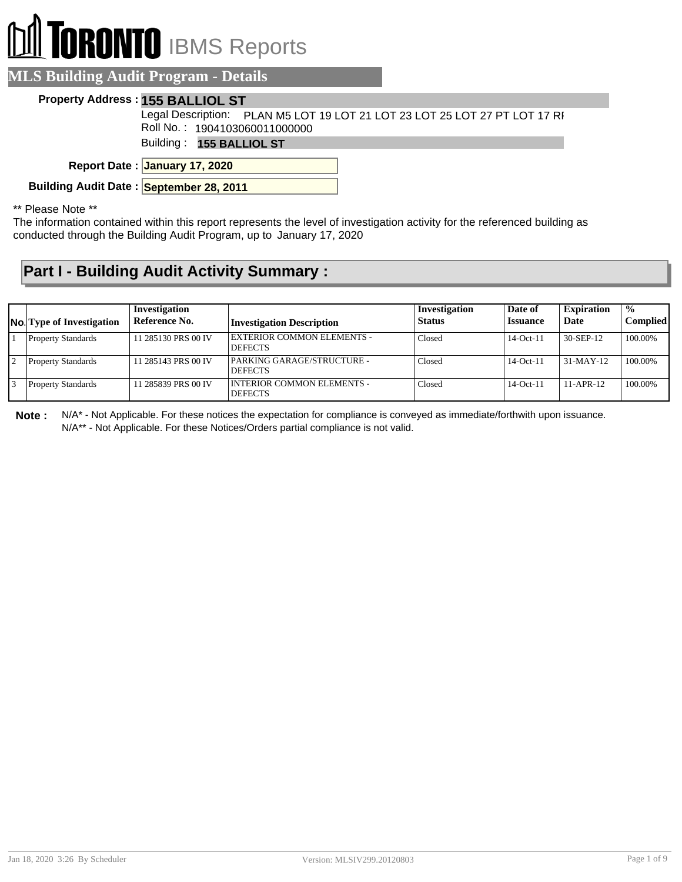# TORONTO IBMS Reports

## MLS Building Audit Program - Details

**Property Address :** **155 BALLIOL ST**

Legal Description: PLAN M5 LOT 19 LOT 21 LOT 23 LOT 25 LOT 27 PT LOT 17 RI

Roll No. : 1904103060011000000

Building : **155 BALLIOL ST**

**Report Date :** **January 17, 2020**

**Building Audit Date :** **September 28, 2011**

** Please Note **

The information contained within this report represents the level of investigation activity for the referenced building as conducted through the Building Audit Program, up to January 17, 2020

## Part I - Building Audit Activity Summary :

| No. | Type of Investigation | Investigation Reference No. | Investigation Description | Investigation Status | Date of Issuance | Expiration Date | % Complied |
|---|---|---|---|---|---|---|---|
| 1 | Property Standards | 11 285130 PRS 00 IV | EXTERIOR COMMON ELEMENTS - DEFECTS | Closed | 14-Oct-11 | 30-SEP-12 | 100.00% |
| 2 | Property Standards | 11 285143 PRS 00 IV | PARKING GARAGE/STRUCTURE - DEFECTS | Closed | 14-Oct-11 | 31-MAY-12 | 100.00% |
| 3 | Property Standards | 11 285839 PRS 00 IV | INTERIOR COMMON ELEMENTS - DEFECTS | Closed | 14-Oct-11 | 11-APR-12 | 100.00% |

**Note :** N/A* - Not Applicable. For these notices the expectation for compliance is conveyed as immediate/forthwith upon issuance.
N/A** - Not Applicable. For these Notices/Orders partial compliance is not valid.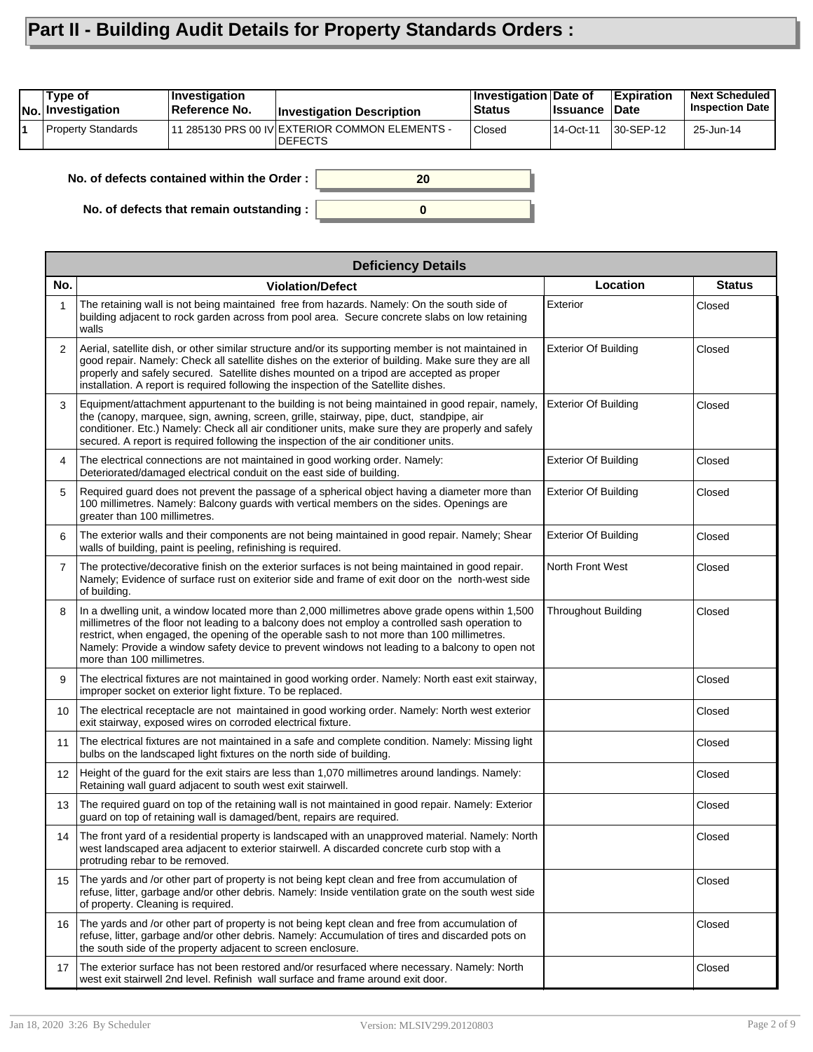# Part II - Building Audit Details for Property Standards Orders :

| No. | Type of Investigation | Investigation Reference No. | Investigation Description | Investigation Status | Date of Issuance | Expiration Date | Next Scheduled Inspection Date |
|---|---|---|---|---|---|---|---|
| 1 | Property Standards | 11 285130 PRS 00 IV | EXTERIOR COMMON ELEMENTS - DEFECTS | Closed | 14-Oct-11 | 30-SEP-12 | 25-Jun-14 |

**No. of defects contained within the Order :** 20

**No. of defects that remain outstanding :** 0

| Deficiency Details | | | |
|---|---|---|---|
| **No.** | **Violation/Defect** | **Location** | **Status** |
| 1 | The retaining wall is not being maintained free from hazards. Namely: On the south side of building adjacent to rock garden across from pool area. Secure concrete slabs on low retaining walls | Exterior | Closed |
| 2 | Aerial, satellite dish, or other similar structure and/or its supporting member is not maintained in good repair. Namely: Check all satellite dishes on the exterior of building. Make sure they are all properly and safely secured. Satellite dishes mounted on a tripod are accepted as proper installation. A report is required following the inspection of the Satellite dishes. | Exterior Of Building | Closed |
| 3 | Equipment/attachment appurtenant to the building is not being maintained in good repair, namely, the (canopy, marquee, sign, awning, screen, grille, stairway, pipe, duct, standpipe, air conditioner. Etc.) Namely: Check all air conditioner units, make sure they are properly and safely secured. A report is required following the inspection of the air conditioner units. | Exterior Of Building | Closed |
| 4 | The electrical connections are not maintained in good working order. Namely: Deteriorated/damaged electrical conduit on the east side of building. | Exterior Of Building | Closed |
| 5 | Required guard does not prevent the passage of a spherical object having a diameter more than 100 millimetres. Namely: Balcony guards with vertical members on the sides. Openings are greater than 100 millimetres. | Exterior Of Building | Closed |
| 6 | The exterior walls and their components are not being maintained in good repair. Namely; Shear walls of building, paint is peeling, refinishing is required. | Exterior Of Building | Closed |
| 7 | The protective/decorative finish on the exterior surfaces is not being maintained in good repair. Namely; Evidence of surface rust on exiterior side and frame of exit door on the north-west side of building. | North Front West | Closed |
| 8 | In a dwelling unit, a window located more than 2,000 millimetres above grade opens within 1,500 millimetres of the floor not leading to a balcony does not employ a controlled sash operation to restrict, when engaged, the opening of the operable sash to not more than 100 millimetres. Namely: Provide a window safety device to prevent windows not leading to a balcony to open not more than 100 millimetres. | Throughout Building | Closed |
| 9 | The electrical fixtures are not maintained in good working order. Namely: North east exit stairway, improper socket on exterior light fixture. To be replaced. | | Closed |
| 10 | The electrical receptacle are not maintained in good working order. Namely: North west exterior exit stairway, exposed wires on corroded electrical fixture. | | Closed |
| 11 | The electrical fixtures are not maintained in a safe and complete condition. Namely: Missing light bulbs on the landscaped light fixtures on the north side of building. | | Closed |
| 12 | Height of the guard for the exit stairs are less than 1,070 millimetres around landings. Namely: Retaining wall guard adjacent to south west exit stairwell. | | Closed |
| 13 | The required guard on top of the retaining wall is not maintained in good repair. Namely: Exterior guard on top of retaining wall is damaged/bent, repairs are required. | | Closed |
| 14 | The front yard of a residential property is landscaped with an unapproved material. Namely: North west landscaped area adjacent to exterior stairwell. A discarded concrete curb stop with a protruding rebar to be removed. | | Closed |
| 15 | The yards and /or other part of property is not being kept clean and free from accumulation of refuse, litter, garbage and/or other debris. Namely: Inside ventilation grate on the south west side of property. Cleaning is required. | | Closed |
| 16 | The yards and /or other part of property is not being kept clean and free from accumulation of refuse, litter, garbage and/or other debris. Namely: Accumulation of tires and discarded pots on the south side of the property adjacent to screen enclosure. | | Closed |
| 17 | The exterior surface has not been restored and/or resurfaced where necessary. Namely: North west exit stairwell 2nd level. Refinish wall surface and frame around exit door. | | Closed |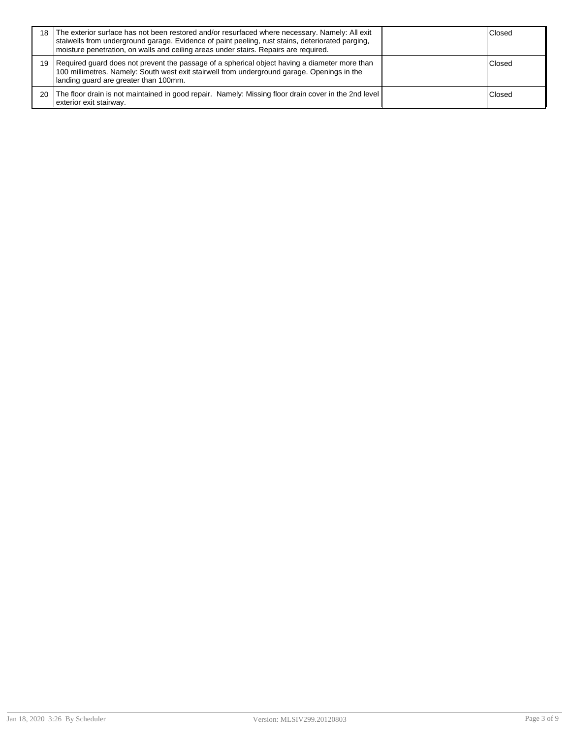| | | | |
|---|---|---|---|
| 18 | The exterior surface has not been restored and/or resurfaced where necessary. Namely: All exit staiwells from underground garage. Evidence of paint peeling, rust stains, deteriorated parging, moisture penetration, on walls and ceiling areas under stairs. Repairs are required. | | Closed |
| 19 | Required guard does not prevent the passage of a spherical object having a diameter more than 100 millimetres. Namely: South west exit stairwell from underground garage. Openings in the landing guard are greater than 100mm. | | Closed |
| 20 | The floor drain is not maintained in good repair. Namely: Missing floor drain cover in the 2nd level exterior exit stairway. | | Closed |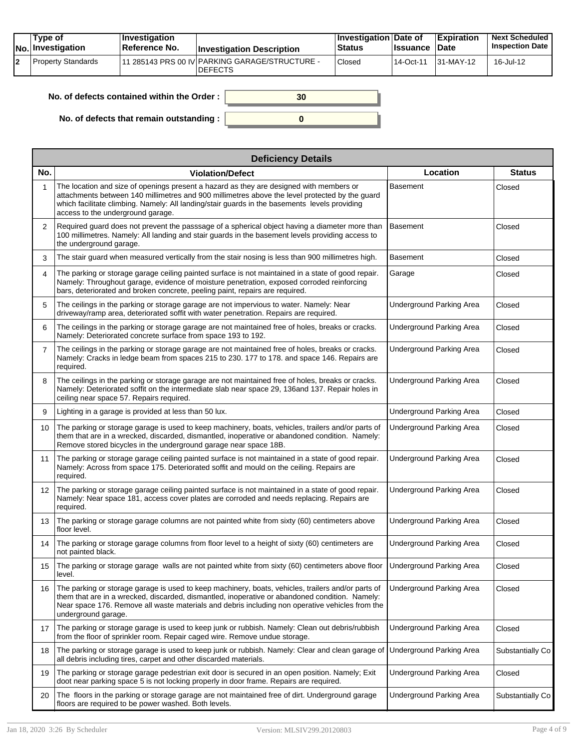| No. | Type of Investigation | Investigation Reference No. | Investigation Description | Investigation Status | Date of Issuance | Expiration Date | Next Scheduled Inspection Date |
|---|---|---|---|---|---|---|---|
| 2 | Property Standards | 11 285143 PRS 00 IV | PARKING GARAGE/STRUCTURE - DEFECTS | Closed | 14-Oct-11 | 31-MAY-12 | 16-Jul-12 |

**No. of defects contained within the Order :** 30

**No. of defects that remain outstanding :** 0

## Deficiency Details

| No. | Violation/Defect | Location | Status |
|---|---|---|---|
| 1 | The location and size of openings present a hazard as they are designed with members or attachments between 140 millimetres and 900 millimetres above the level protected by the guard which facilitate climbing. Namely: All landing/stair guards in the basements levels providing access to the underground garage. | Basement | Closed |
| 2 | Required guard does not prevent the passsage of a spherical object having a diameter more than 100 millimetres. Namely: All landing and stair guards in the basement levels providing access to the underground garage. | Basement | Closed |
| 3 | The stair guard when measured vertically from the stair nosing is less than 900 millimetres high. | Basement | Closed |
| 4 | The parking or storage garage ceiling painted surface is not maintained in a state of good repair. Namely: Throughout garage, evidence of moisture penetration, exposed corroded reinforcing bars, deteriorated and broken concrete, peeling paint, repairs are required. | Garage | Closed |
| 5 | The ceilings in the parking or storage garage are not impervious to water. Namely: Near driveway/ramp area, deteriorated soffit with water penetration. Repairs are required. | Underground Parking Area | Closed |
| 6 | The ceilings in the parking or storage garage are not maintained free of holes, breaks or cracks. Namely: Deteriorated concrete surface from space 193 to 192. | Underground Parking Area | Closed |
| 7 | The ceilings in the parking or storage garage are not maintained free of holes, breaks or cracks. Namely: Cracks in ledge beam from spaces 215 to 230. 177 to 178. and space 146. Repairs are required. | Underground Parking Area | Closed |
| 8 | The ceilings in the parking or storage garage are not maintained free of holes, breaks or cracks. Namely: Deteriorated soffit on the intermediate slab near space 29, 136and 137. Repair holes in ceiling near space 57. Repairs required. | Underground Parking Area | Closed |
| 9 | Lighting in a garage is provided at less than 50 lux. | Underground Parking Area | Closed |
| 10 | The parking or storage garage is used to keep machinery, boats, vehicles, trailers and/or parts of them that are in a wrecked, discarded, dismantled, inoperative or abandoned condition. Namely: Remove stored bicycles in the underground garage near space 18B. | Underground Parking Area | Closed |
| 11 | The parking or storage garage ceiling painted surface is not maintained in a state of good repair. Namely: Across from space 175. Deteriorated soffit and mould on the ceiling. Repairs are required. | Underground Parking Area | Closed |
| 12 | The parking or storage garage ceiling painted surface is not maintained in a state of good repair. Namely: Near space 181, access cover plates are corroded and needs replacing. Repairs are required. | Underground Parking Area | Closed |
| 13 | The parking or storage garage columns are not painted white from sixty (60) centimeters above floor level. | Underground Parking Area | Closed |
| 14 | The parking or storage garage columns from floor level to a height of sixty (60) centimeters are not painted black. | Underground Parking Area | Closed |
| 15 | The parking or storage garage walls are not painted white from sixty (60) centimeters above floor level. | Underground Parking Area | Closed |
| 16 | The parking or storage garage is used to keep machinery, boats, vehicles, trailers and/or parts of them that are in a wrecked, discarded, dismantled, inoperative or abandoned condition. Namely: Near space 176. Remove all waste materials and debris including non operative vehicles from the underground garage. | Underground Parking Area | Closed |
| 17 | The parking or storage garage is used to keep junk or rubbish. Namely: Clean out debris/rubbish from the floor of sprinkler room. Repair caged wire. Remove undue storage. | Underground Parking Area | Closed |
| 18 | The parking or storage garage is used to keep junk or rubbish. Namely: Clear and clean garage of all debris including tires, carpet and other discarded materials. | Underground Parking Area | Substantially Co |
| 19 | The parking or storage garage pedestrian exit door is secured in an open position. Namely; Exit doot near parking space 5 is not locking properly in door frame. Repairs are required. | Underground Parking Area | Closed |
| 20 | The floors in the parking or storage garage are not maintained free of dirt. Underground garage floors are required to be power washed. Both levels. | Underground Parking Area | Substantially Co |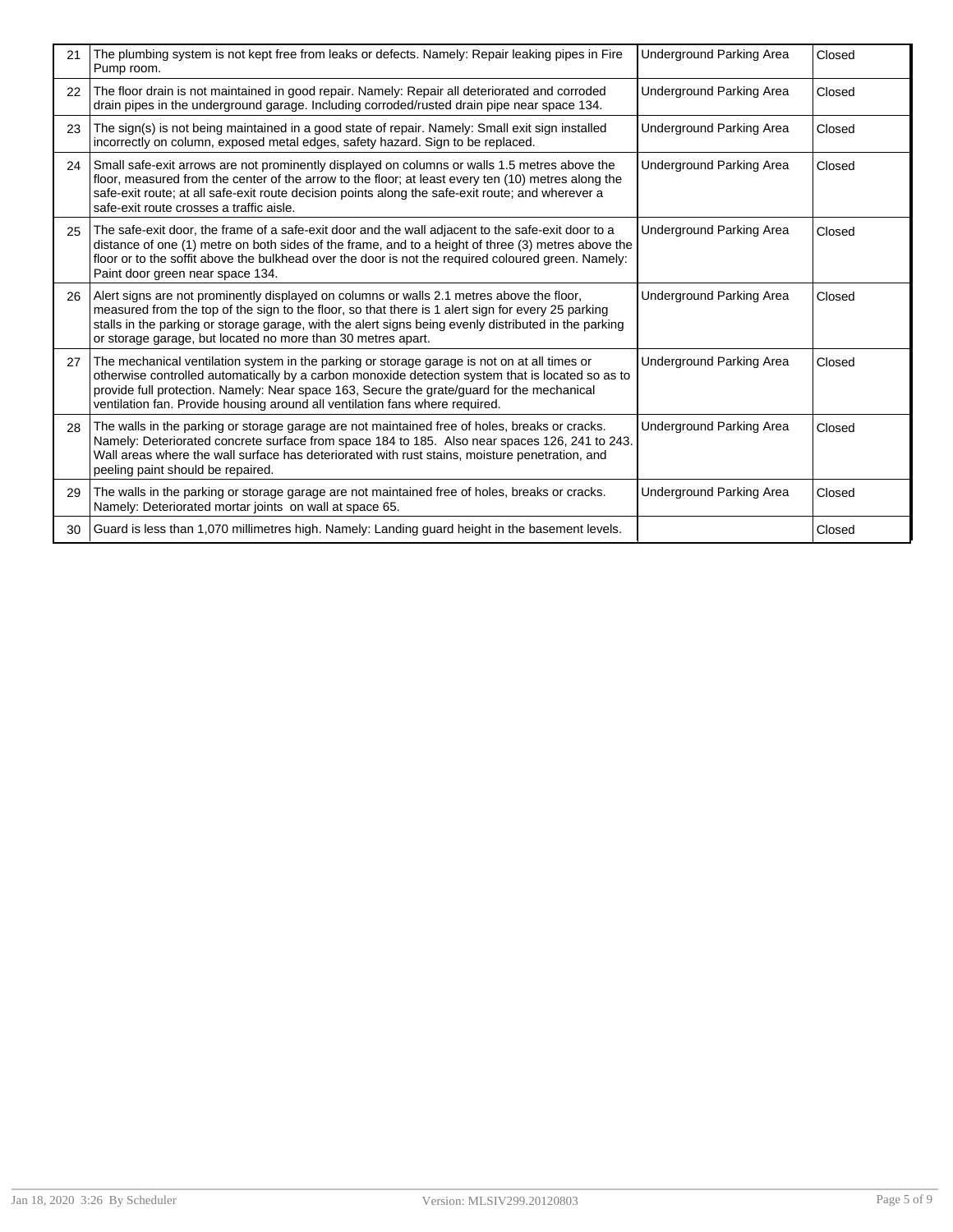| | | | |
|---|---|---|---|
| 21 | The plumbing system is not kept free from leaks or defects. Namely: Repair leaking pipes in Fire Pump room. | Underground Parking Area | Closed |
| 22 | The floor drain is not maintained in good repair. Namely: Repair all deteriorated and corroded drain pipes in the underground garage. Including corroded/rusted drain pipe near space 134. | Underground Parking Area | Closed |
| 23 | The sign(s) is not being maintained in a good state of repair. Namely: Small exit sign installed incorrectly on column, exposed metal edges, safety hazard. Sign to be replaced. | Underground Parking Area | Closed |
| 24 | Small safe-exit arrows are not prominently displayed on columns or walls 1.5 metres above the floor, measured from the center of the arrow to the floor; at least every ten (10) metres along the safe-exit route; at all safe-exit route decision points along the safe-exit route; and wherever a safe-exit route crosses a traffic aisle. | Underground Parking Area | Closed |
| 25 | The safe-exit door, the frame of a safe-exit door and the wall adjacent to the safe-exit door to a distance of one (1) metre on both sides of the frame, and to a height of three (3) metres above the floor or to the soffit above the bulkhead over the door is not the required coloured green. Namely: Paint door green near space 134. | Underground Parking Area | Closed |
| 26 | Alert signs are not prominently displayed on columns or walls 2.1 metres above the floor, measured from the top of the sign to the floor, so that there is 1 alert sign for every 25 parking stalls in the parking or storage garage, with the alert signs being evenly distributed in the parking or storage garage, but located no more than 30 metres apart. | Underground Parking Area | Closed |
| 27 | The mechanical ventilation system in the parking or storage garage is not on at all times or otherwise controlled automatically by a carbon monoxide detection system that is located so as to provide full protection. Namely: Near space 163, Secure the grate/guard for the mechanical ventilation fan. Provide housing around all ventilation fans where required. | Underground Parking Area | Closed |
| 28 | The walls in the parking or storage garage are not maintained free of holes, breaks or cracks. Namely: Deteriorated concrete surface from space 184 to 185. Also near spaces 126, 241 to 243. Wall areas where the wall surface has deteriorated with rust stains, moisture penetration, and peeling paint should be repaired. | Underground Parking Area | Closed |
| 29 | The walls in the parking or storage garage are not maintained free of holes, breaks or cracks. Namely: Deteriorated mortar joints on wall at space 65. | Underground Parking Area | Closed |
| 30 | Guard is less than 1,070 millimetres high. Namely: Landing guard height in the basement levels. | | Closed |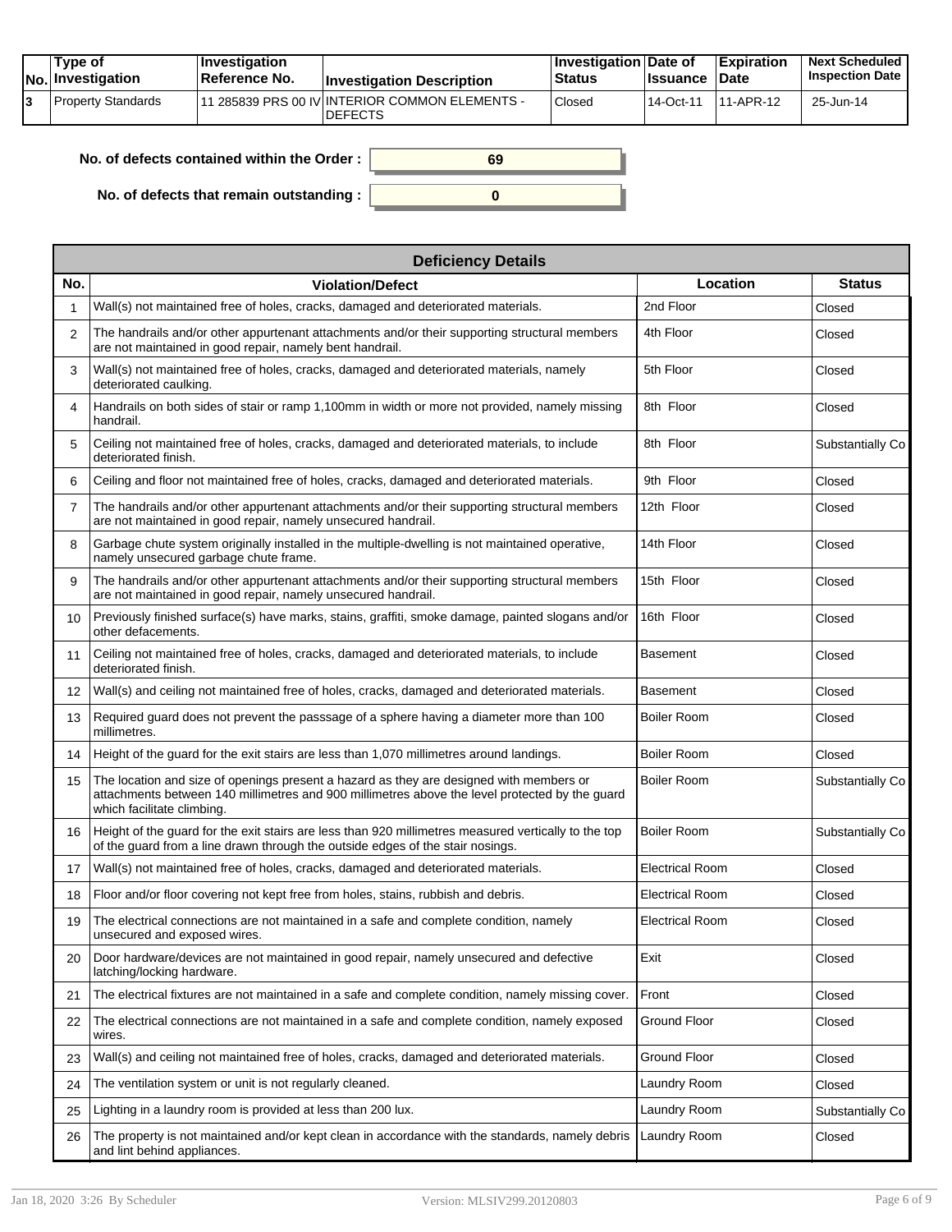| No. | Type of Investigation | Investigation Reference No. | Investigation Description | Investigation Status | Date of Issuance | Expiration Date | Next Scheduled Inspection Date |
|---|---|---|---|---|---|---|---|
| 3 | Property Standards | 11 285839 PRS 00 IV | INTERIOR COMMON ELEMENTS - DEFECTS | Closed | 14-Oct-11 | 11-APR-12 | 25-Jun-14 |

**No. of defects contained within the Order :** 69

**No. of defects that remain outstanding :** 0

| Deficiency Details | | | |
|---|---|---|---|
| **No.** | **Violation/Defect** | **Location** | **Status** |
| 1 | Wall(s) not maintained free of holes, cracks, damaged and deteriorated materials. | 2nd Floor | Closed |
| 2 | The handrails and/or other appurtenant attachments and/or their supporting structural members are not maintained in good repair, namely bent handrail. | 4th Floor | Closed |
| 3 | Wall(s) not maintained free of holes, cracks, damaged and deteriorated materials, namely deteriorated caulking. | 5th Floor | Closed |
| 4 | Handrails on both sides of stair or ramp 1,100mm in width or more not provided, namely missing handrail. | 8th Floor | Closed |
| 5 | Ceiling not maintained free of holes, cracks, damaged and deteriorated materials, to include deteriorated finish. | 8th Floor | Substantially Co |
| 6 | Ceiling and floor not maintained free of holes, cracks, damaged and deteriorated materials. | 9th Floor | Closed |
| 7 | The handrails and/or other appurtenant attachments and/or their supporting structural members are not maintained in good repair, namely unsecured handrail. | 12th Floor | Closed |
| 8 | Garbage chute system originally installed in the multiple-dwelling is not maintained operative, namely unsecured garbage chute frame. | 14th Floor | Closed |
| 9 | The handrails and/or other appurtenant attachments and/or their supporting structural members are not maintained in good repair, namely unsecured handrail. | 15th Floor | Closed |
| 10 | Previously finished surface(s) have marks, stains, graffiti, smoke damage, painted slogans and/or other defacements. | 16th Floor | Closed |
| 11 | Ceiling not maintained free of holes, cracks, damaged and deteriorated materials, to include deteriorated finish. | Basement | Closed |
| 12 | Wall(s) and ceiling not maintained free of holes, cracks, damaged and deteriorated materials. | Basement | Closed |
| 13 | Required guard does not prevent the passsage of a sphere having a diameter more than 100 millimetres. | Boiler Room | Closed |
| 14 | Height of the guard for the exit stairs are less than 1,070 millimetres around landings. | Boiler Room | Closed |
| 15 | The location and size of openings present a hazard as they are designed with members or attachments between 140 millimetres and 900 millimetres above the level protected by the guard which facilitate climbing. | Boiler Room | Substantially Co |
| 16 | Height of the guard for the exit stairs are less than 920 millimetres measured vertically to the top of the guard from a line drawn through the outside edges of the stair nosings. | Boiler Room | Substantially Co |
| 17 | Wall(s) not maintained free of holes, cracks, damaged and deteriorated materials. | Electrical Room | Closed |
| 18 | Floor and/or floor covering not kept free from holes, stains, rubbish and debris. | Electrical Room | Closed |
| 19 | The electrical connections are not maintained in a safe and complete condition, namely unsecured and exposed wires. | Electrical Room | Closed |
| 20 | Door hardware/devices are not maintained in good repair, namely unsecured and defective latching/locking hardware. | Exit | Closed |
| 21 | The electrical fixtures are not maintained in a safe and complete condition, namely missing cover. | Front | Closed |
| 22 | The electrical connections are not maintained in a safe and complete condition, namely exposed wires. | Ground Floor | Closed |
| 23 | Wall(s) and ceiling not maintained free of holes, cracks, damaged and deteriorated materials. | Ground Floor | Closed |
| 24 | The ventilation system or unit is not regularly cleaned. | Laundry Room | Closed |
| 25 | Lighting in a laundry room is provided at less than 200 lux. | Laundry Room | Substantially Co |
| 26 | The property is not maintained and/or kept clean in accordance with the standards, namely debris and lint behind appliances. | Laundry Room | Closed |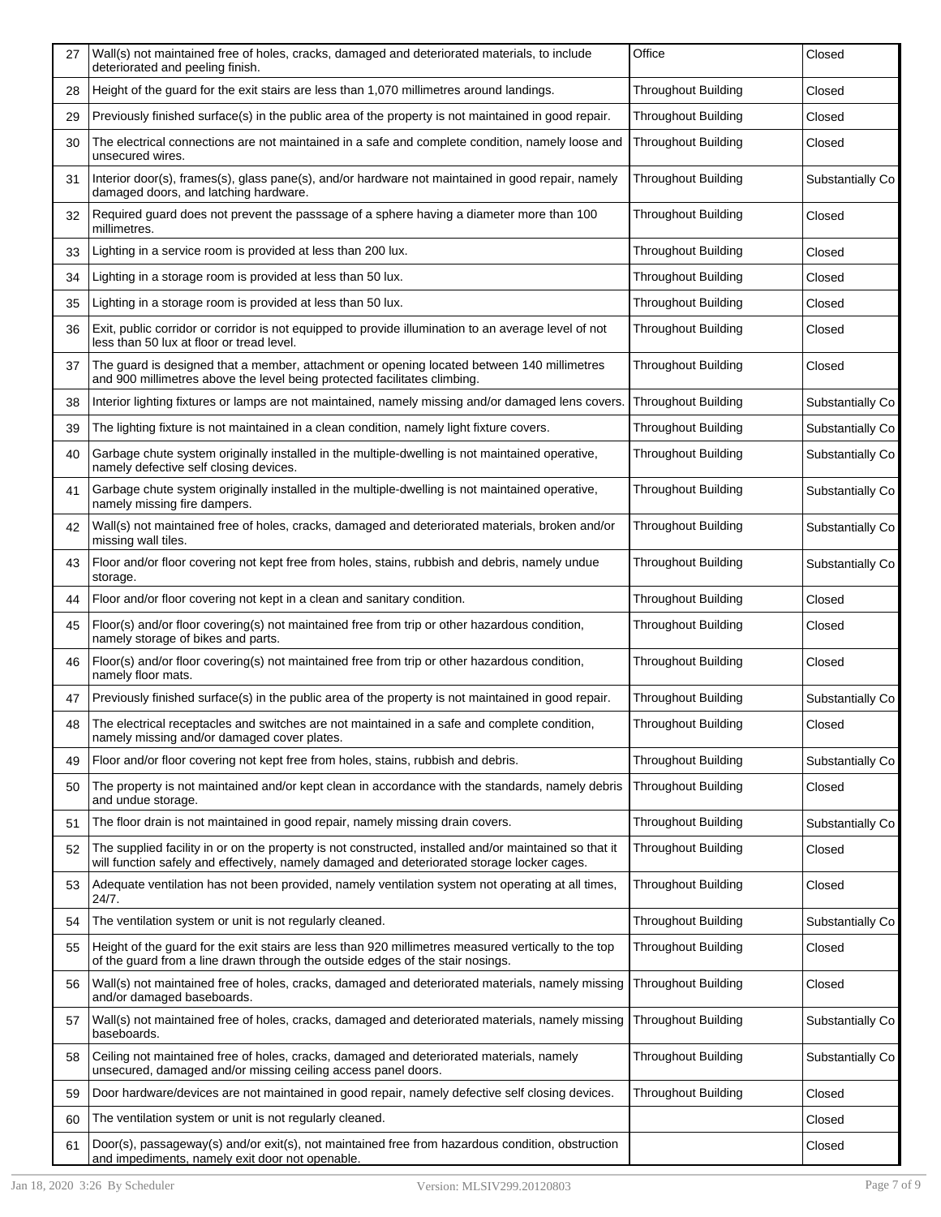| 27 | Wall(s) not maintained free of holes, cracks, damaged and deteriorated materials, to include deteriorated and peeling finish. | Office | Closed |
|---|---|---|---|
| 28 | Height of the guard for the exit stairs are less than 1,070 millimetres around landings. | Throughout Building | Closed |
| 29 | Previously finished surface(s) in the public area of the property is not maintained in good repair. | Throughout Building | Closed |
| 30 | The electrical connections are not maintained in a safe and complete condition, namely loose and unsecured wires. | Throughout Building | Closed |
| 31 | Interior door(s), frames(s), glass pane(s), and/or hardware not maintained in good repair, namely damaged doors, and latching hardware. | Throughout Building | Substantially Co |
| 32 | Required guard does not prevent the passsage of a sphere having a diameter more than 100 millimetres. | Throughout Building | Closed |
| 33 | Lighting in a service room is provided at less than 200 lux. | Throughout Building | Closed |
| 34 | Lighting in a storage room is provided at less than 50 lux. | Throughout Building | Closed |
| 35 | Lighting in a storage room is provided at less than 50 lux. | Throughout Building | Closed |
| 36 | Exit, public corridor or corridor is not equipped to provide illumination to an average level of not less than 50 lux at floor or tread level. | Throughout Building | Closed |
| 37 | The guard is designed that a member, attachment or opening located between 140 millimetres and 900 millimetres above the level being protected facilitates climbing. | Throughout Building | Closed |
| 38 | Interior lighting fixtures or lamps are not maintained, namely missing and/or damaged lens covers. | Throughout Building | Substantially Co |
| 39 | The lighting fixture is not maintained in a clean condition, namely light fixture covers. | Throughout Building | Substantially Co |
| 40 | Garbage chute system originally installed in the multiple-dwelling is not maintained operative, namely defective self closing devices. | Throughout Building | Substantially Co |
| 41 | Garbage chute system originally installed in the multiple-dwelling is not maintained operative, namely missing fire dampers. | Throughout Building | Substantially Co |
| 42 | Wall(s) not maintained free of holes, cracks, damaged and deteriorated materials, broken and/or missing wall tiles. | Throughout Building | Substantially Co |
| 43 | Floor and/or floor covering not kept free from holes, stains, rubbish and debris, namely undue storage. | Throughout Building | Substantially Co |
| 44 | Floor and/or floor covering not kept in a clean and sanitary condition. | Throughout Building | Closed |
| 45 | Floor(s) and/or floor covering(s) not maintained free from trip or other hazardous condition, namely storage of bikes and parts. | Throughout Building | Closed |
| 46 | Floor(s) and/or floor covering(s) not maintained free from trip or other hazardous condition, namely floor mats. | Throughout Building | Closed |
| 47 | Previously finished surface(s) in the public area of the property is not maintained in good repair. | Throughout Building | Substantially Co |
| 48 | The electrical receptacles and switches are not maintained in a safe and complete condition, namely missing and/or damaged cover plates. | Throughout Building | Closed |
| 49 | Floor and/or floor covering not kept free from holes, stains, rubbish and debris. | Throughout Building | Substantially Co |
| 50 | The property is not maintained and/or kept clean in accordance with the standards, namely debris and undue storage. | Throughout Building | Closed |
| 51 | The floor drain is not maintained in good repair, namely missing drain covers. | Throughout Building | Substantially Co |
| 52 | The supplied facility in or on the property is not constructed, installed and/or maintained so that it will function safely and effectively, namely damaged and deteriorated storage locker cages. | Throughout Building | Closed |
| 53 | Adequate ventilation has not been provided, namely ventilation system not operating at all times, 24/7. | Throughout Building | Closed |
| 54 | The ventilation system or unit is not regularly cleaned. | Throughout Building | Substantially Co |
| 55 | Height of the guard for the exit stairs are less than 920 millimetres measured vertically to the top of the guard from a line drawn through the outside edges of the stair nosings. | Throughout Building | Closed |
| 56 | Wall(s) not maintained free of holes, cracks, damaged and deteriorated materials, namely missing and/or damaged baseboards. | Throughout Building | Closed |
| 57 | Wall(s) not maintained free of holes, cracks, damaged and deteriorated materials, namely missing baseboards. | Throughout Building | Substantially Co |
| 58 | Ceiling not maintained free of holes, cracks, damaged and deteriorated materials, namely unsecured, damaged and/or missing ceiling access panel doors. | Throughout Building | Substantially Co |
| 59 | Door hardware/devices are not maintained in good repair, namely defective self closing devices. | Throughout Building | Closed |
| 60 | The ventilation system or unit is not regularly cleaned. | | Closed |
| 61 | Door(s), passageway(s) and/or exit(s), not maintained free from hazardous condition, obstruction and impediments, namely exit door not openable. | | Closed |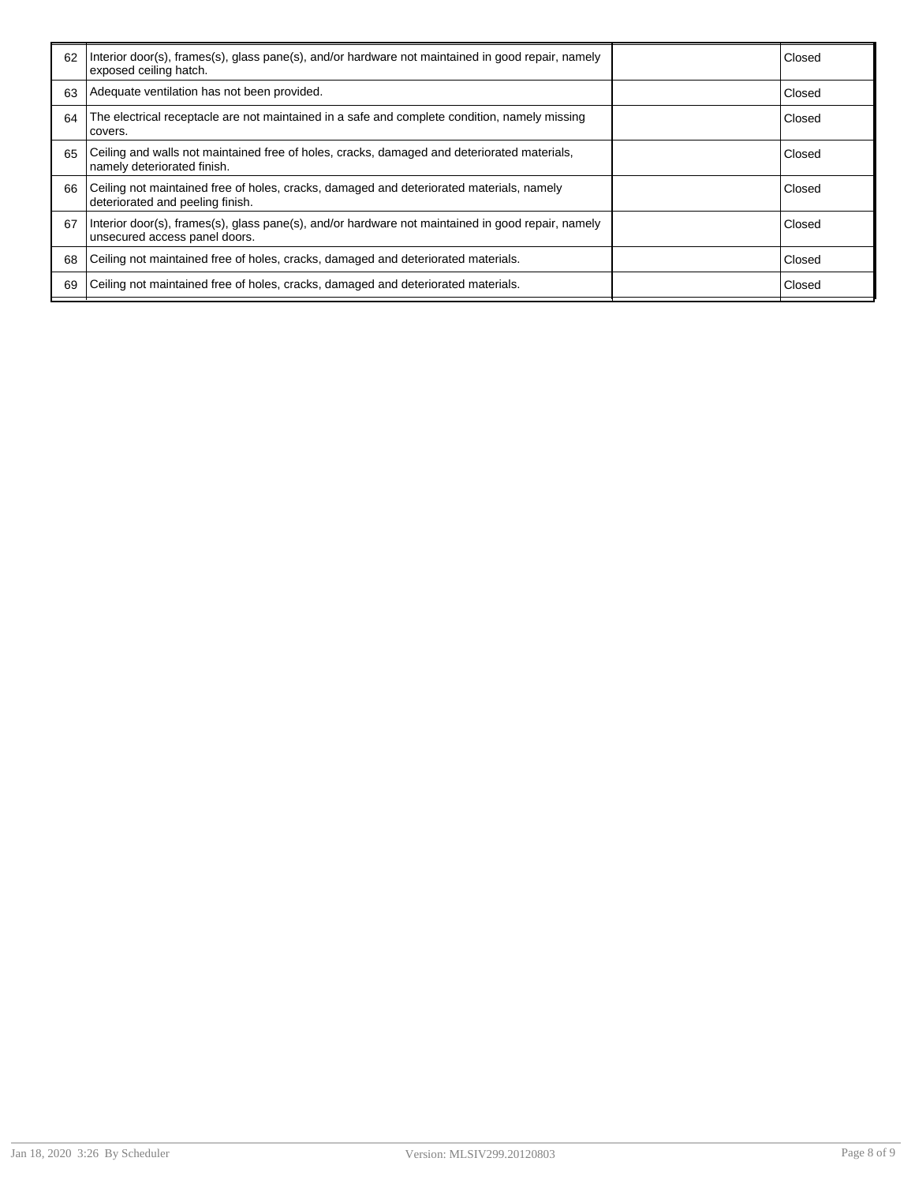| | | | |
|---|---|---|---|
| 62 | Interior door(s), frames(s), glass pane(s), and/or hardware not maintained in good repair, namely exposed ceiling hatch. | | Closed |
| 63 | Adequate ventilation has not been provided. | | Closed |
| 64 | The electrical receptacle are not maintained in a safe and complete condition, namely missing covers. | | Closed |
| 65 | Ceiling and walls not maintained free of holes, cracks, damaged and deteriorated materials, namely deteriorated finish. | | Closed |
| 66 | Ceiling not maintained free of holes, cracks, damaged and deteriorated materials, namely deteriorated and peeling finish. | | Closed |
| 67 | Interior door(s), frames(s), glass pane(s), and/or hardware not maintained in good repair, namely unsecured access panel doors. | | Closed |
| 68 | Ceiling not maintained free of holes, cracks, damaged and deteriorated materials. | | Closed |
| 69 | Ceiling not maintained free of holes, cracks, damaged and deteriorated materials. | | Closed |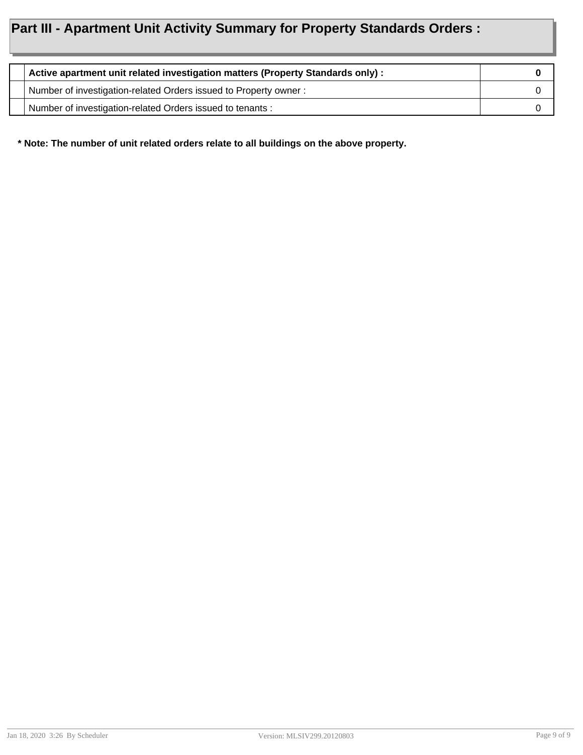# Part III - Apartment Unit Activity Summary for Property Standards Orders :

| | | |
|---|---|---|
| | **Active apartment unit related investigation matters (Property Standards only) :** | **0** |
| | Number of investigation-related Orders issued to Property owner : | 0 |
| | Number of investigation-related Orders issued to tenants : | 0 |

**\* Note: The number of unit related orders relate to all buildings on the above property.**